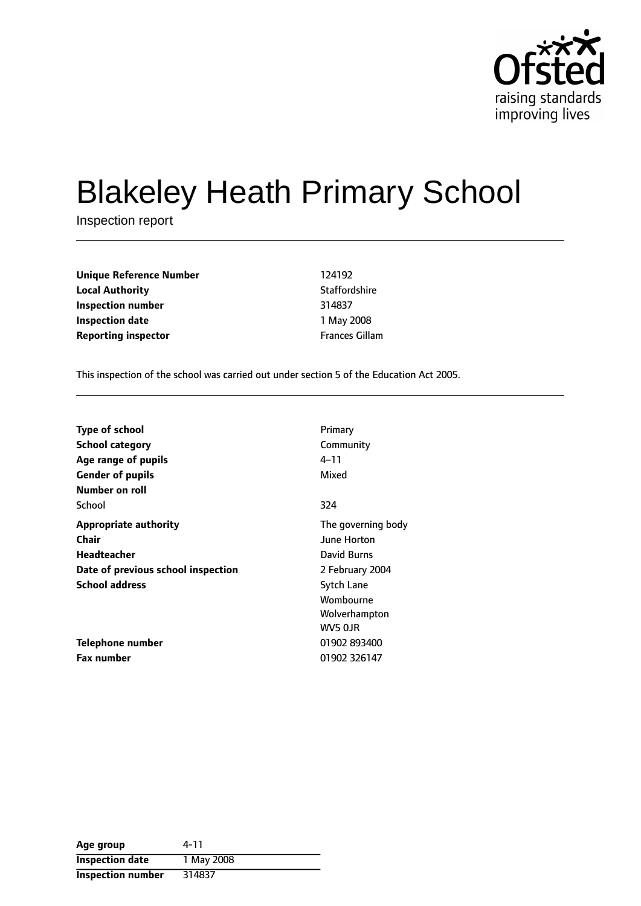# Blakeley Heath Primary School

Inspection report

| | |
|---|---|
| **Unique Reference Number** | 124192 |
| **Local Authority** | Staffordshire |
| **Inspection number** | 314837 |
| **Inspection date** | 1 May 2008 |
| **Reporting inspector** | Frances Gillam |

This inspection of the school was carried out under section 5 of the Education Act 2005.

| | |
|---|---|
| **Type of school** | Primary |
| **School category** | Community |
| **Age range of pupils** | 4–11 |
| **Gender of pupils** | Mixed |
| **Number on roll** | |
| School | 324 |
| **Appropriate authority** | The governing body |
| **Chair** | June Horton |
| **Headteacher** | David Burns |
| **Date of previous school inspection** | 2 February 2004 |
| **School address** | Sytch Lane<br>Wombourne<br>Wolverhampton<br>WV5 0JR |
| **Telephone number** | 01902 893400 |
| **Fax number** | 01902 326147 |

| | |
|---|---|
| **Age group** | 4-11 |
| **Inspection date** | 1 May 2008 |
| **Inspection number** | 314837 |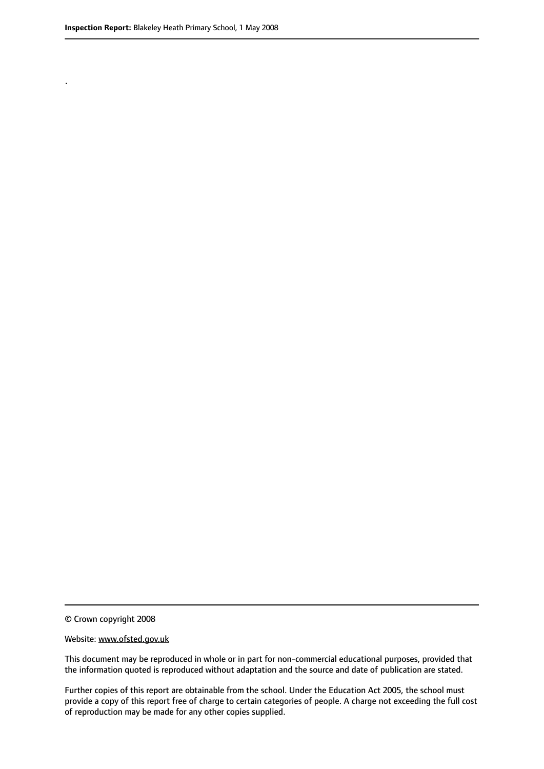.

© Crown copyright 2008

Website: www.ofsted.gov.uk

This document may be reproduced in whole or in part for non-commercial educational purposes, provided that the information quoted is reproduced without adaptation and the source and date of publication are stated.

Further copies of this report are obtainable from the school. Under the Education Act 2005, the school must provide a copy of this report free of charge to certain categories of people. A charge not exceeding the full cost of reproduction may be made for any other copies supplied.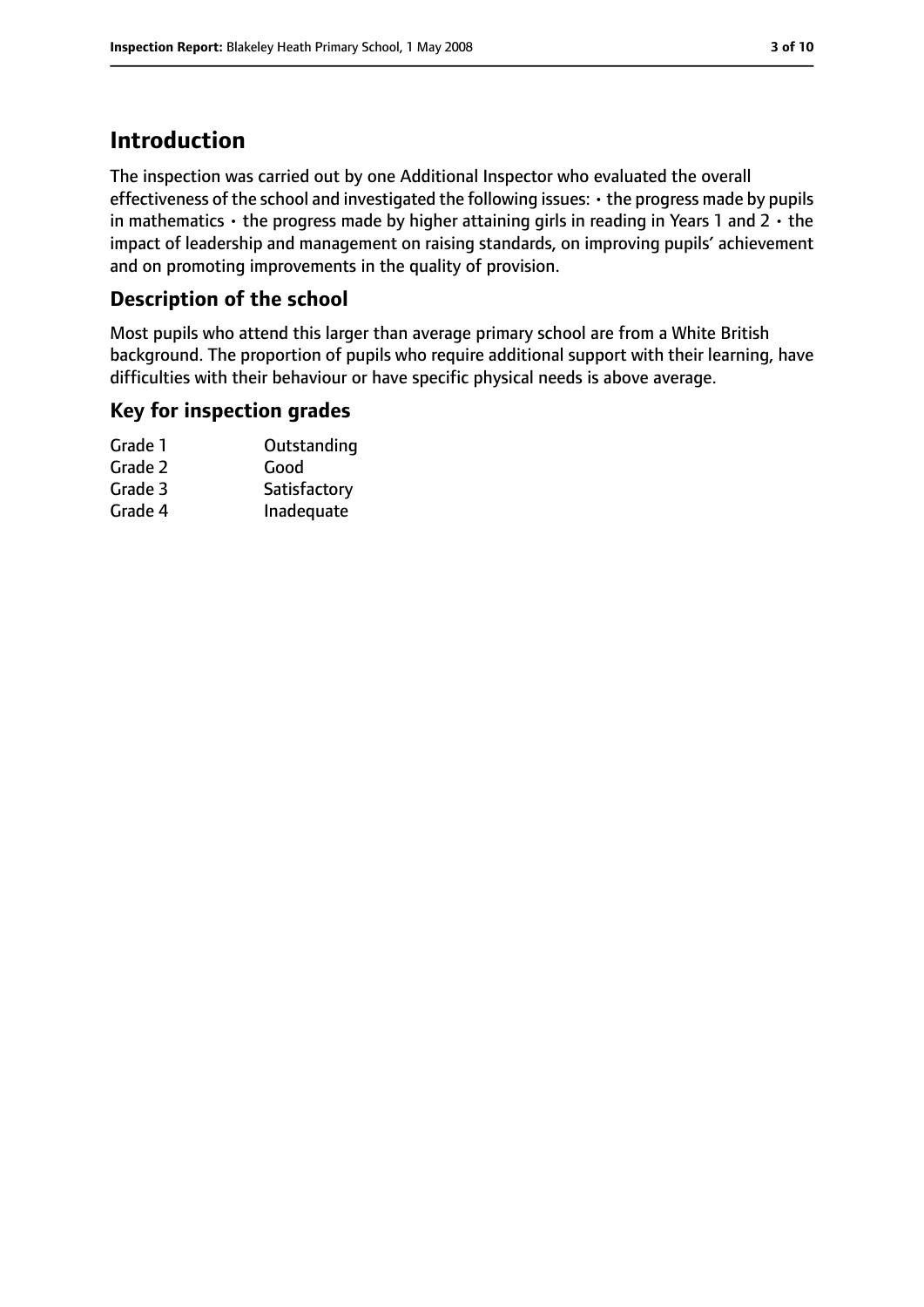# Introduction

The inspection was carried out by one Additional Inspector who evaluated the overall effectiveness of the school and investigated the following issues: • the progress made by pupils in mathematics • the progress made by higher attaining girls in reading in Years 1 and 2 • the impact of leadership and management on raising standards, on improving pupils' achievement and on promoting improvements in the quality of provision.

## Description of the school

Most pupils who attend this larger than average primary school are from a White British background. The proportion of pupils who require additional support with their learning, have difficulties with their behaviour or have specific physical needs is above average.

## Key for inspection grades

| | |
|---|---|
| Grade 1 | Outstanding |
| Grade 2 | Good |
| Grade 3 | Satisfactory |
| Grade 4 | Inadequate |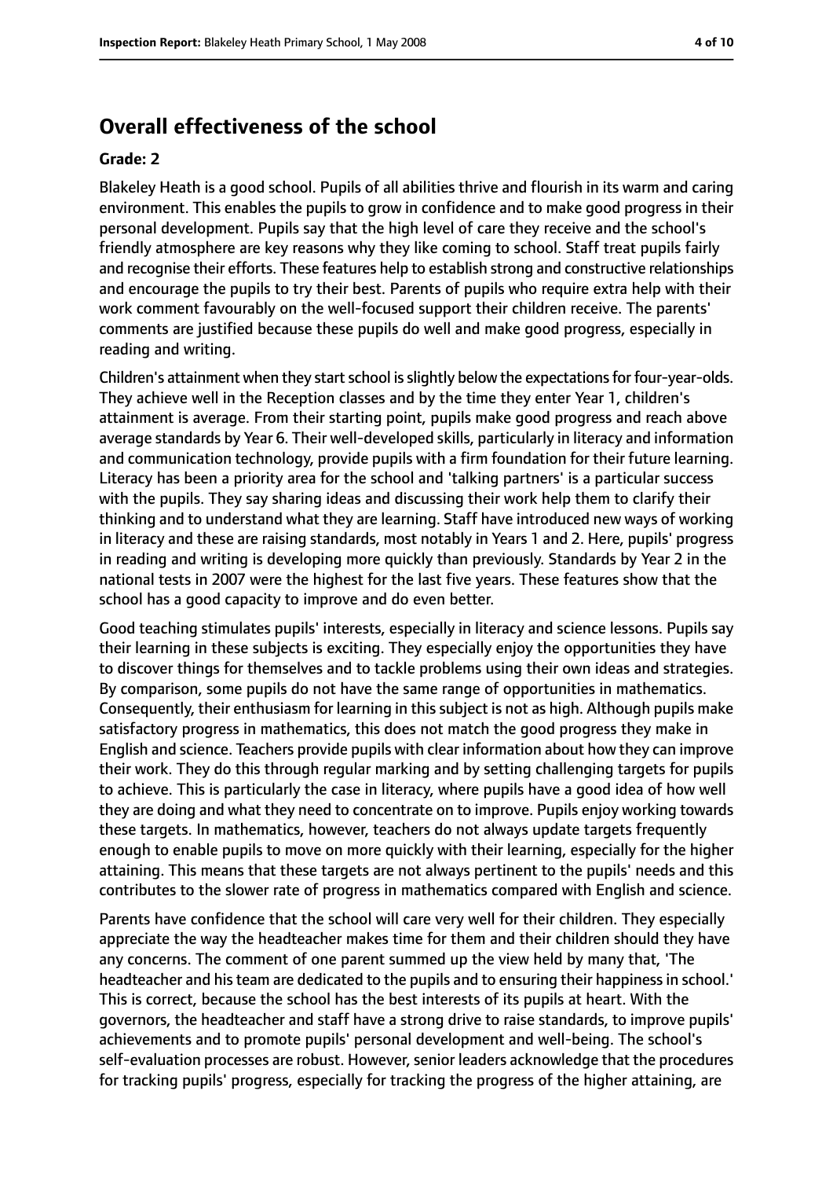## Overall effectiveness of the school

**Grade: 2**

Blakeley Heath is a good school. Pupils of all abilities thrive and flourish in its warm and caring environment. This enables the pupils to grow in confidence and to make good progress in their personal development. Pupils say that the high level of care they receive and the school's friendly atmosphere are key reasons why they like coming to school. Staff treat pupils fairly and recognise their efforts. These features help to establish strong and constructive relationships and encourage the pupils to try their best. Parents of pupils who require extra help with their work comment favourably on the well-focused support their children receive. The parents' comments are justified because these pupils do well and make good progress, especially in reading and writing.

Children's attainment when they start school is slightly below the expectations for four-year-olds. They achieve well in the Reception classes and by the time they enter Year 1, children's attainment is average. From their starting point, pupils make good progress and reach above average standards by Year 6. Their well-developed skills, particularly in literacy and information and communication technology, provide pupils with a firm foundation for their future learning. Literacy has been a priority area for the school and 'talking partners' is a particular success with the pupils. They say sharing ideas and discussing their work help them to clarify their thinking and to understand what they are learning. Staff have introduced new ways of working in literacy and these are raising standards, most notably in Years 1 and 2. Here, pupils' progress in reading and writing is developing more quickly than previously. Standards by Year 2 in the national tests in 2007 were the highest for the last five years. These features show that the school has a good capacity to improve and do even better.

Good teaching stimulates pupils' interests, especially in literacy and science lessons. Pupils say their learning in these subjects is exciting. They especially enjoy the opportunities they have to discover things for themselves and to tackle problems using their own ideas and strategies. By comparison, some pupils do not have the same range of opportunities in mathematics. Consequently, their enthusiasm for learning in this subject is not as high. Although pupils make satisfactory progress in mathematics, this does not match the good progress they make in English and science. Teachers provide pupils with clear information about how they can improve their work. They do this through regular marking and by setting challenging targets for pupils to achieve. This is particularly the case in literacy, where pupils have a good idea of how well they are doing and what they need to concentrate on to improve. Pupils enjoy working towards these targets. In mathematics, however, teachers do not always update targets frequently enough to enable pupils to move on more quickly with their learning, especially for the higher attaining. This means that these targets are not always pertinent to the pupils' needs and this contributes to the slower rate of progress in mathematics compared with English and science.

Parents have confidence that the school will care very well for their children. They especially appreciate the way the headteacher makes time for them and their children should they have any concerns. The comment of one parent summed up the view held by many that, 'The headteacher and his team are dedicated to the pupils and to ensuring their happiness in school.' This is correct, because the school has the best interests of its pupils at heart. With the governors, the headteacher and staff have a strong drive to raise standards, to improve pupils' achievements and to promote pupils' personal development and well-being. The school's self-evaluation processes are robust. However, senior leaders acknowledge that the procedures for tracking pupils' progress, especially for tracking the progress of the higher attaining, are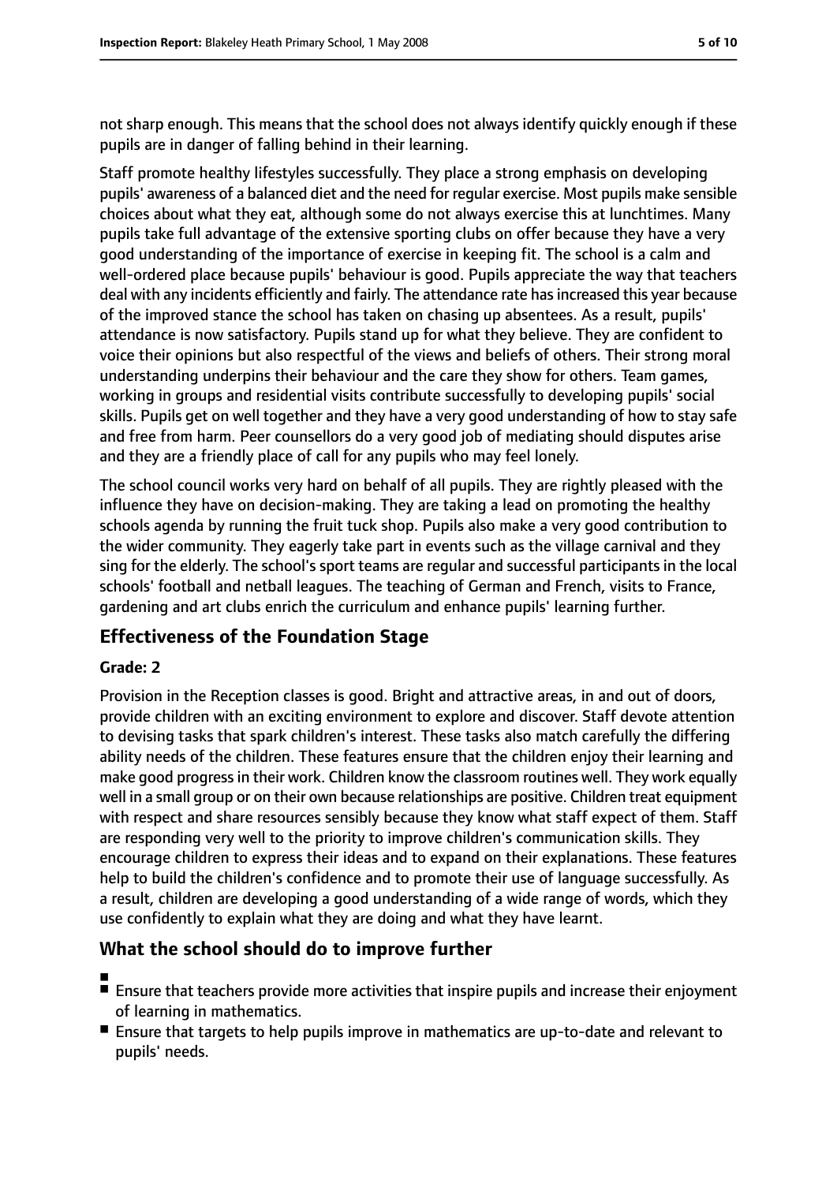not sharp enough. This means that the school does not always identify quickly enough if these pupils are in danger of falling behind in their learning.

Staff promote healthy lifestyles successfully. They place a strong emphasis on developing pupils' awareness of a balanced diet and the need for regular exercise. Most pupils make sensible choices about what they eat, although some do not always exercise this at lunchtimes. Many pupils take full advantage of the extensive sporting clubs on offer because they have a very good understanding of the importance of exercise in keeping fit. The school is a calm and well-ordered place because pupils' behaviour is good. Pupils appreciate the way that teachers deal with any incidents efficiently and fairly. The attendance rate has increased this year because of the improved stance the school has taken on chasing up absentees. As a result, pupils' attendance is now satisfactory. Pupils stand up for what they believe. They are confident to voice their opinions but also respectful of the views and beliefs of others. Their strong moral understanding underpins their behaviour and the care they show for others. Team games, working in groups and residential visits contribute successfully to developing pupils' social skills. Pupils get on well together and they have a very good understanding of how to stay safe and free from harm. Peer counsellors do a very good job of mediating should disputes arise and they are a friendly place of call for any pupils who may feel lonely.

The school council works very hard on behalf of all pupils. They are rightly pleased with the influence they have on decision-making. They are taking a lead on promoting the healthy schools agenda by running the fruit tuck shop. Pupils also make a very good contribution to the wider community. They eagerly take part in events such as the village carnival and they sing for the elderly. The school's sport teams are regular and successful participants in the local schools' football and netball leagues. The teaching of German and French, visits to France, gardening and art clubs enrich the curriculum and enhance pupils' learning further.

## Effectiveness of the Foundation Stage

**Grade: 2**

Provision in the Reception classes is good. Bright and attractive areas, in and out of doors, provide children with an exciting environment to explore and discover. Staff devote attention to devising tasks that spark children's interest. These tasks also match carefully the differing ability needs of the children. These features ensure that the children enjoy their learning and make good progress in their work. Children know the classroom routines well. They work equally well in a small group or on their own because relationships are positive. Children treat equipment with respect and share resources sensibly because they know what staff expect of them. Staff are responding very well to the priority to improve children's communication skills. They encourage children to express their ideas and to expand on their explanations. These features help to build the children's confidence and to promote their use of language successfully. As a result, children are developing a good understanding of a wide range of words, which they use confidently to explain what they are doing and what they have learnt.

## What the school should do to improve further

- Ensure that teachers provide more activities that inspire pupils and increase their enjoyment of learning in mathematics.
- Ensure that targets to help pupils improve in mathematics are up-to-date and relevant to pupils' needs.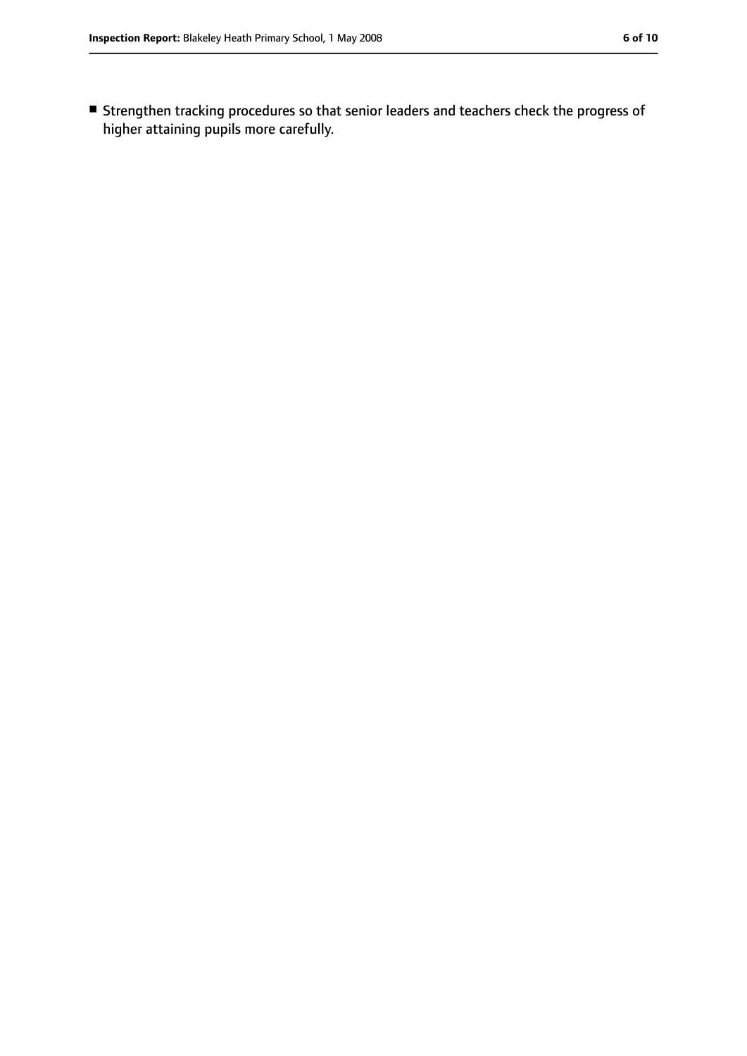- Strengthen tracking procedures so that senior leaders and teachers check the progress of higher attaining pupils more carefully.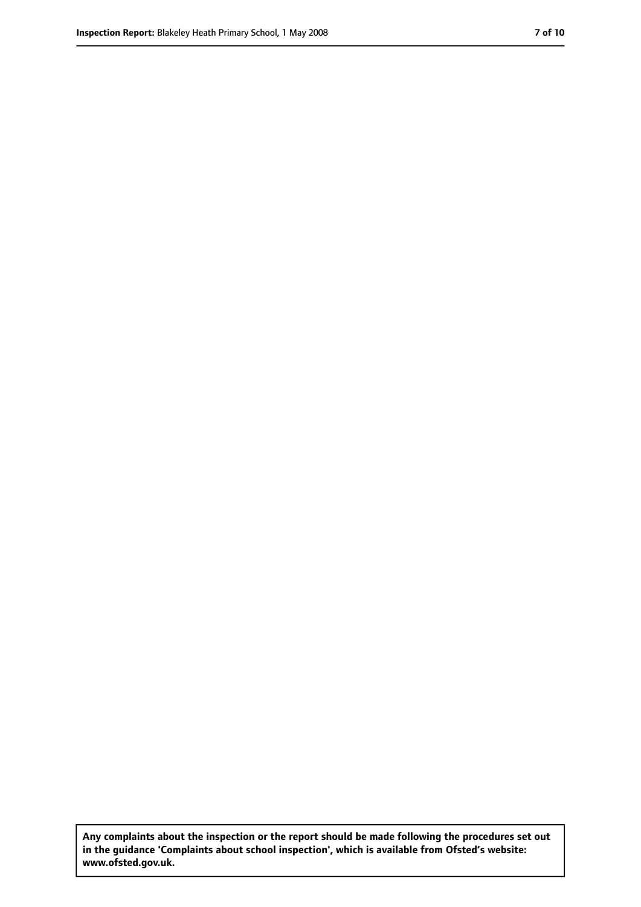**Any complaints about the inspection or the report should be made following the procedures set out in the guidance 'Complaints about school inspection', which is available from Ofsted's website: www.ofsted.gov.uk.**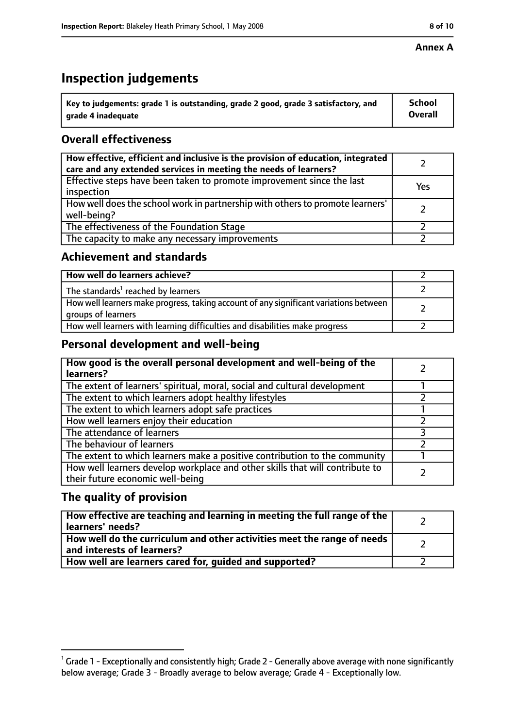**Annex A**

# Inspection judgements

| Key to judgements: grade 1 is outstanding, grade 2 good, grade 3 satisfactory, and grade 4 inadequate | School Overall |
|---|---|

## Overall effectiveness

| | |
|---|---|
| **How effective, efficient and inclusive is the provision of education, integrated care and any extended services in meeting the needs of learners?** | 2 |
| Effective steps have been taken to promote improvement since the last inspection | Yes |
| How well does the school work in partnership with others to promote learners' well-being? | 2 |
| The effectiveness of the Foundation Stage | 2 |
| The capacity to make any necessary improvements | 2 |

## Achievement and standards

| | |
|---|---|
| **How well do learners achieve?** | 2 |
| The standards[1] reached by learners | 2 |
| How well learners make progress, taking account of any significant variations between groups of learners | 2 |
| How well learners with learning difficulties and disabilities make progress | 2 |

## Personal development and well-being

| | |
|---|---|
| **How good is the overall personal development and well-being of the learners?** | 2 |
| The extent of learners' spiritual, moral, social and cultural development | 1 |
| The extent to which learners adopt healthy lifestyles | 2 |
| The extent to which learners adopt safe practices | 1 |
| How well learners enjoy their education | 2 |
| The attendance of learners | 3 |
| The behaviour of learners | 2 |
| The extent to which learners make a positive contribution to the community | 1 |
| How well learners develop workplace and other skills that will contribute to their future economic well-being | 2 |

## The quality of provision

| | |
|---|---|
| **How effective are teaching and learning in meeting the full range of the learners' needs?** | 2 |
| **How well do the curriculum and other activities meet the range of needs and interests of learners?** | 2 |
| **How well are learners cared for, guided and supported?** | 2 |

[1] Grade 1 - Exceptionally and consistently high; Grade 2 - Generally above average with none significantly below average; Grade 3 - Broadly average to below average; Grade 4 - Exceptionally low.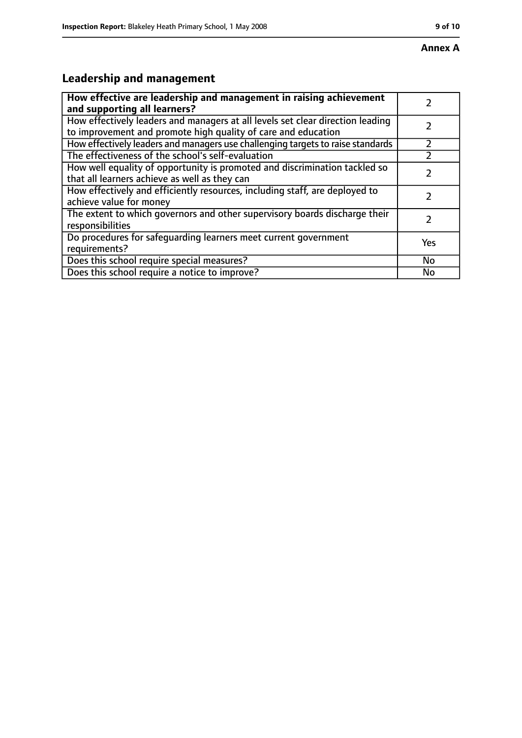**Annex A**

## Leadership and management

| How effective are leadership and management in raising achievement and supporting all learners? | 2 |
|---|---|
| How effectively leaders and managers at all levels set clear direction leading to improvement and promote high quality of care and education | 2 |
| How effectively leaders and managers use challenging targets to raise standards | 2 |
| The effectiveness of the school's self-evaluation | 2 |
| How well equality of opportunity is promoted and discrimination tackled so that all learners achieve as well as they can | 2 |
| How effectively and efficiently resources, including staff, are deployed to achieve value for money | 2 |
| The extent to which governors and other supervisory boards discharge their responsibilities | 2 |
| Do procedures for safeguarding learners meet current government requirements? | Yes |
| Does this school require special measures? | No |
| Does this school require a notice to improve? | No |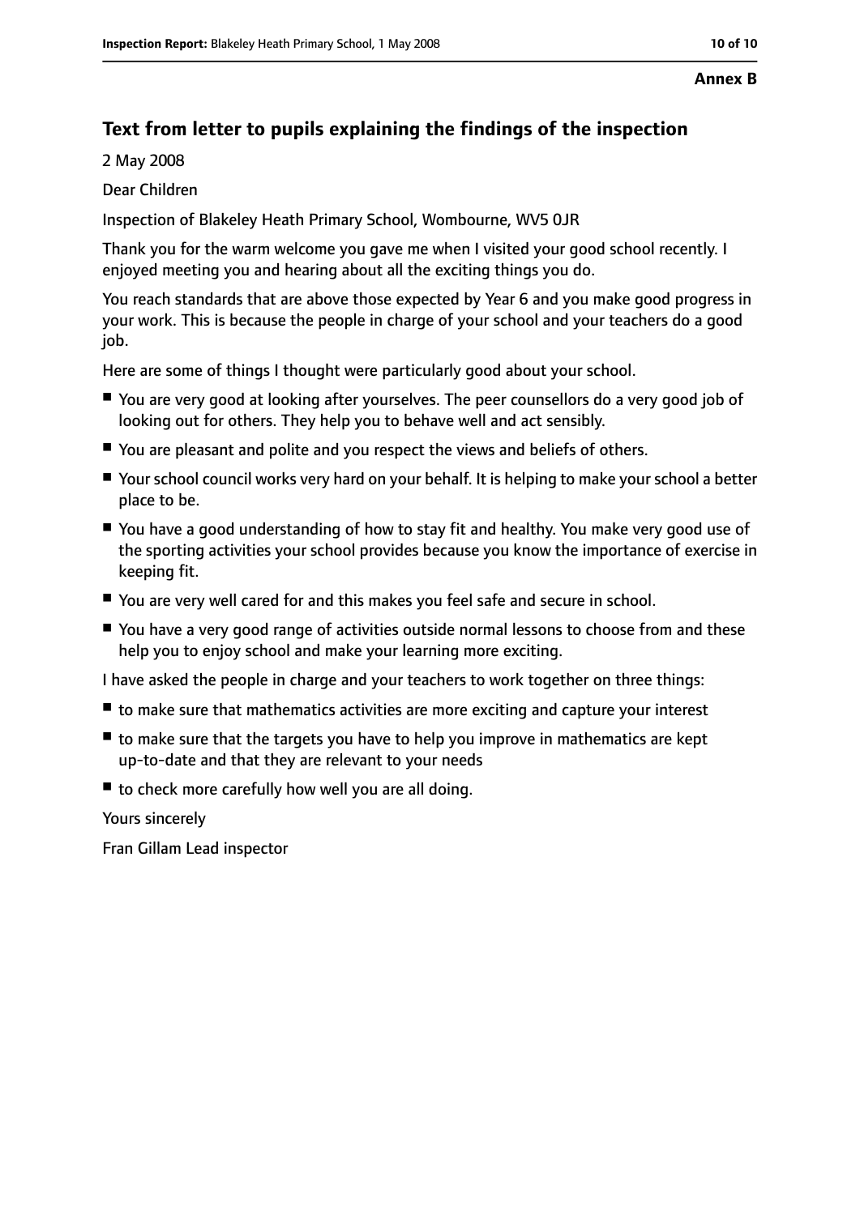**Annex B**

## Text from letter to pupils explaining the findings of the inspection

2 May 2008

Dear Children

Inspection of Blakeley Heath Primary School, Wombourne, WV5 0JR

Thank you for the warm welcome you gave me when I visited your good school recently. I enjoyed meeting you and hearing about all the exciting things you do.

You reach standards that are above those expected by Year 6 and you make good progress in your work. This is because the people in charge of your school and your teachers do a good job.

Here are some of things I thought were particularly good about your school.

- You are very good at looking after yourselves. The peer counsellors do a very good job of looking out for others. They help you to behave well and act sensibly.
- You are pleasant and polite and you respect the views and beliefs of others.
- Your school council works very hard on your behalf. It is helping to make your school a better place to be.
- You have a good understanding of how to stay fit and healthy. You make very good use of the sporting activities your school provides because you know the importance of exercise in keeping fit.
- You are very well cared for and this makes you feel safe and secure in school.
- You have a very good range of activities outside normal lessons to choose from and these help you to enjoy school and make your learning more exciting.

I have asked the people in charge and your teachers to work together on three things:

- to make sure that mathematics activities are more exciting and capture your interest
- to make sure that the targets you have to help you improve in mathematics are kept up-to-date and that they are relevant to your needs
- to check more carefully how well you are all doing.

Yours sincerely

Fran Gillam Lead inspector